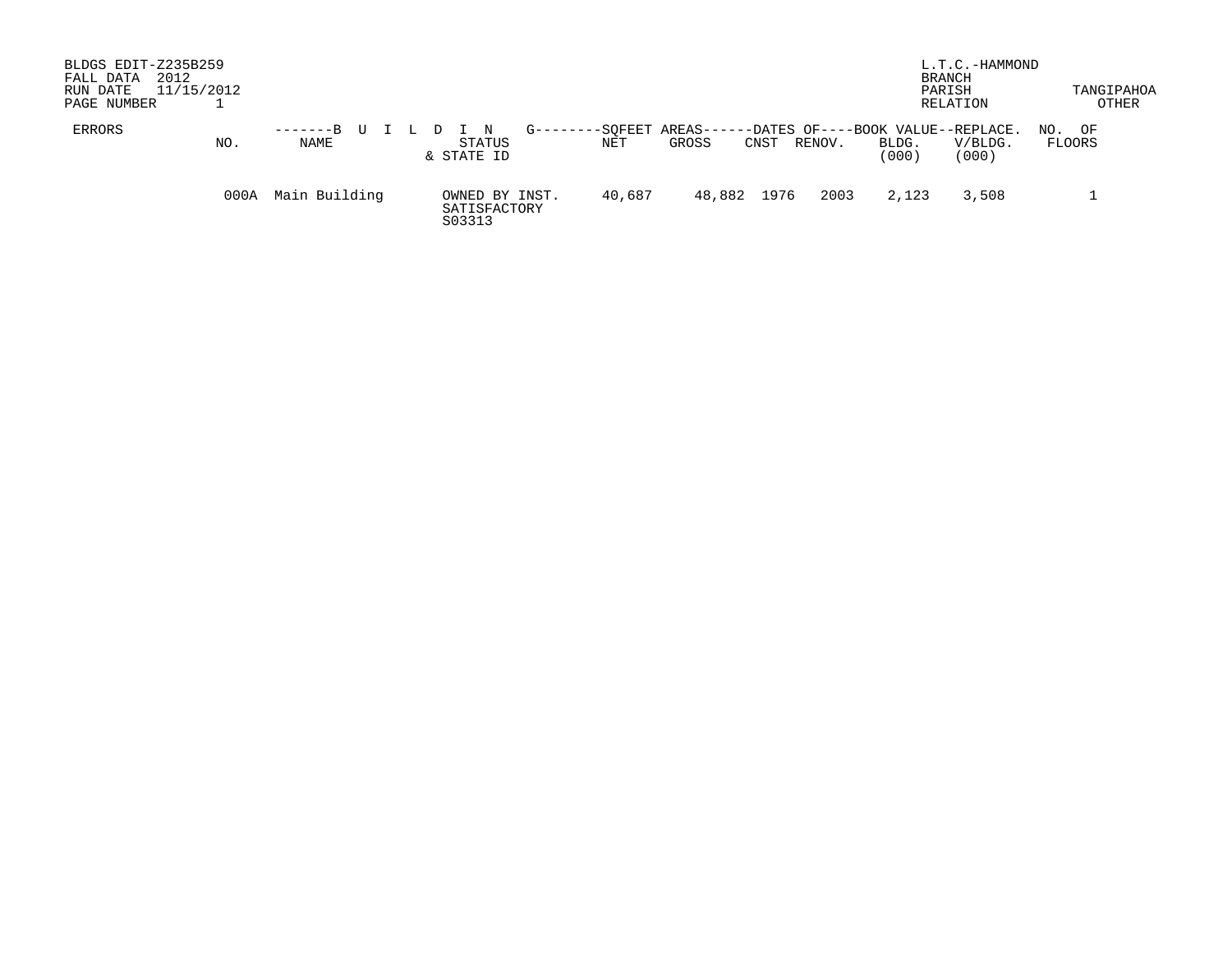BLDGS EDIT-Z235B259
FALL DATA 2012
RUN DATE 11/15/2012
PAGE NUMBER 1

L.T.C.-HAMMOND
BRANCH
PARISH TANGIPAHOA
RELATION OTHER

| ERRORS | NO. | BUILDING NAME | STATUS & STATE ID | SQFEET AREAS NET | SQFEET AREAS GROSS | DATES OF CNST | DATES OF RENOV. | BOOK VALUE BLDG. (000) | REPLACE. V/BLDG. (000) | NO. OF FLOORS |
|---|---|---|---|---|---|---|---|---|---|---|
| | 000A | Main Building | OWNED BY INST. SATISFACTORY S03313 | 40,687 | 48,882 | 1976 | 2003 | 2,123 | 3,508 | 1 |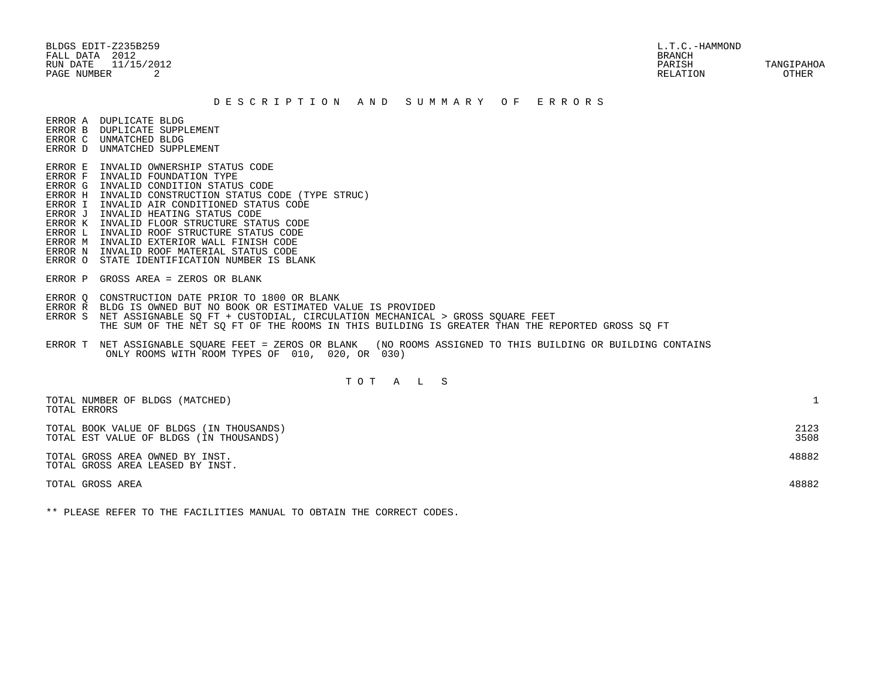BLDGS EDIT-Z235B259
FALL DATA 2012
RUN DATE 11/15/2012
PAGE NUMBER 2

L.T.C.-HAMMOND
BRANCH
PARISH TANGIPAHOA
RELATION OTHER

## D E S C R I P T I O N   A N D   S U M M A R Y   O F   E R R O R S

ERROR A  DUPLICATE BLDG
ERROR B  DUPLICATE SUPPLEMENT
ERROR C  UNMATCHED BLDG
ERROR D  UNMATCHED SUPPLEMENT

ERROR E  INVALID OWNERSHIP STATUS CODE
ERROR F  INVALID FOUNDATION TYPE
ERROR G  INVALID CONDITION STATUS CODE
ERROR H  INVALID CONSTRUCTION STATUS CODE (TYPE STRUC)
ERROR I  INVALID AIR CONDITIONED STATUS CODE
ERROR J  INVALID HEATING STATUS CODE
ERROR K  INVALID FLOOR STRUCTURE STATUS CODE
ERROR L  INVALID ROOF STRUCTURE STATUS CODE
ERROR M  INVALID EXTERIOR WALL FINISH CODE
ERROR N  INVALID ROOF MATERIAL STATUS CODE
ERROR O  STATE IDENTIFICATION NUMBER IS BLANK

ERROR P  GROSS AREA = ZEROS OR BLANK

ERROR Q  CONSTRUCTION DATE PRIOR TO 1800 OR BLANK
ERROR R  BLDG IS OWNED BUT NO BOOK OR ESTIMATED VALUE IS PROVIDED
ERROR S  NET ASSIGNABLE SQ FT + CUSTODIAL, CIRCULATION MECHANICAL > GROSS SQUARE FEET
THE SUM OF THE NET SQ FT OF THE ROOMS IN THIS BUILDING IS GREATER THAN THE REPORTED GROSS SQ FT

ERROR T  NET ASSIGNABLE SQUARE FEET = ZEROS OR BLANK (NO ROOMS ASSIGNED TO THIS BUILDING OR BUILDING CONTAINS ONLY ROOMS WITH ROOM TYPES OF 010, 020, OR 030)

## T O T A L S

| | |
|---|---|
| TOTAL NUMBER OF BLDGS (MATCHED) | 1 |
| TOTAL ERRORS | |
| TOTAL BOOK VALUE OF BLDGS (IN THOUSANDS) | 2123 |
| TOTAL EST VALUE OF BLDGS (IN THOUSANDS) | 3508 |
| TOTAL GROSS AREA OWNED BY INST. | 48882 |
| TOTAL GROSS AREA LEASED BY INST. | |
| TOTAL GROSS AREA | 48882 |

** PLEASE REFER TO THE FACILITIES MANUAL TO OBTAIN THE CORRECT CODES.